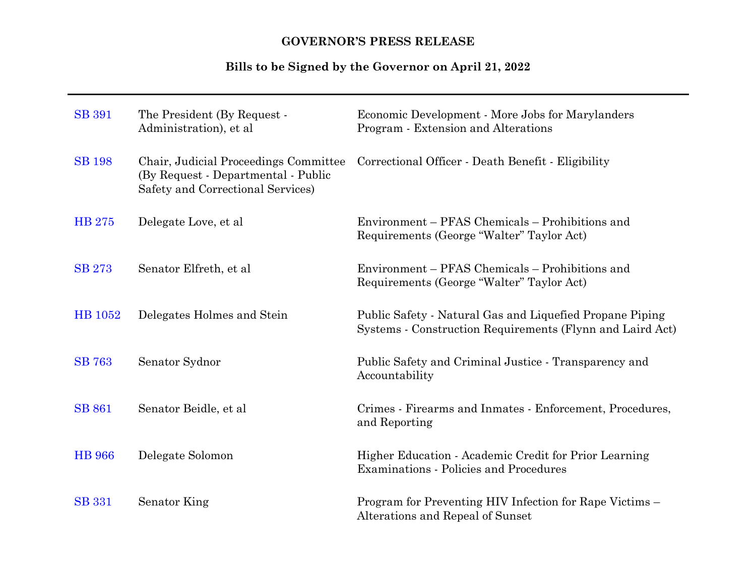**GOVERNOR'S PRESS RELEASE**

**Bills to be Signed by the Governor on April 21, 2022**

---

| | | |
|---|---|---|
| SB 391 | The President (By Request - Administration), et al | Economic Development - More Jobs for Marylanders Program - Extension and Alterations |
| SB 198 | Chair, Judicial Proceedings Committee (By Request - Departmental - Public Safety and Correctional Services) | Correctional Officer - Death Benefit - Eligibility |
| HB 275 | Delegate Love, et al | Environment – PFAS Chemicals – Prohibitions and Requirements (George "Walter" Taylor Act) |
| SB 273 | Senator Elfreth, et al | Environment – PFAS Chemicals – Prohibitions and Requirements (George "Walter" Taylor Act) |
| HB 1052 | Delegates Holmes and Stein | Public Safety - Natural Gas and Liquefied Propane Piping Systems - Construction Requirements (Flynn and Laird Act) |
| SB 763 | Senator Sydnor | Public Safety and Criminal Justice - Transparency and Accountability |
| SB 861 | Senator Beidle, et al | Crimes - Firearms and Inmates - Enforcement, Procedures, and Reporting |
| HB 966 | Delegate Solomon | Higher Education - Academic Credit for Prior Learning Examinations - Policies and Procedures |
| SB 331 | Senator King | Program for Preventing HIV Infection for Rape Victims – Alterations and Repeal of Sunset |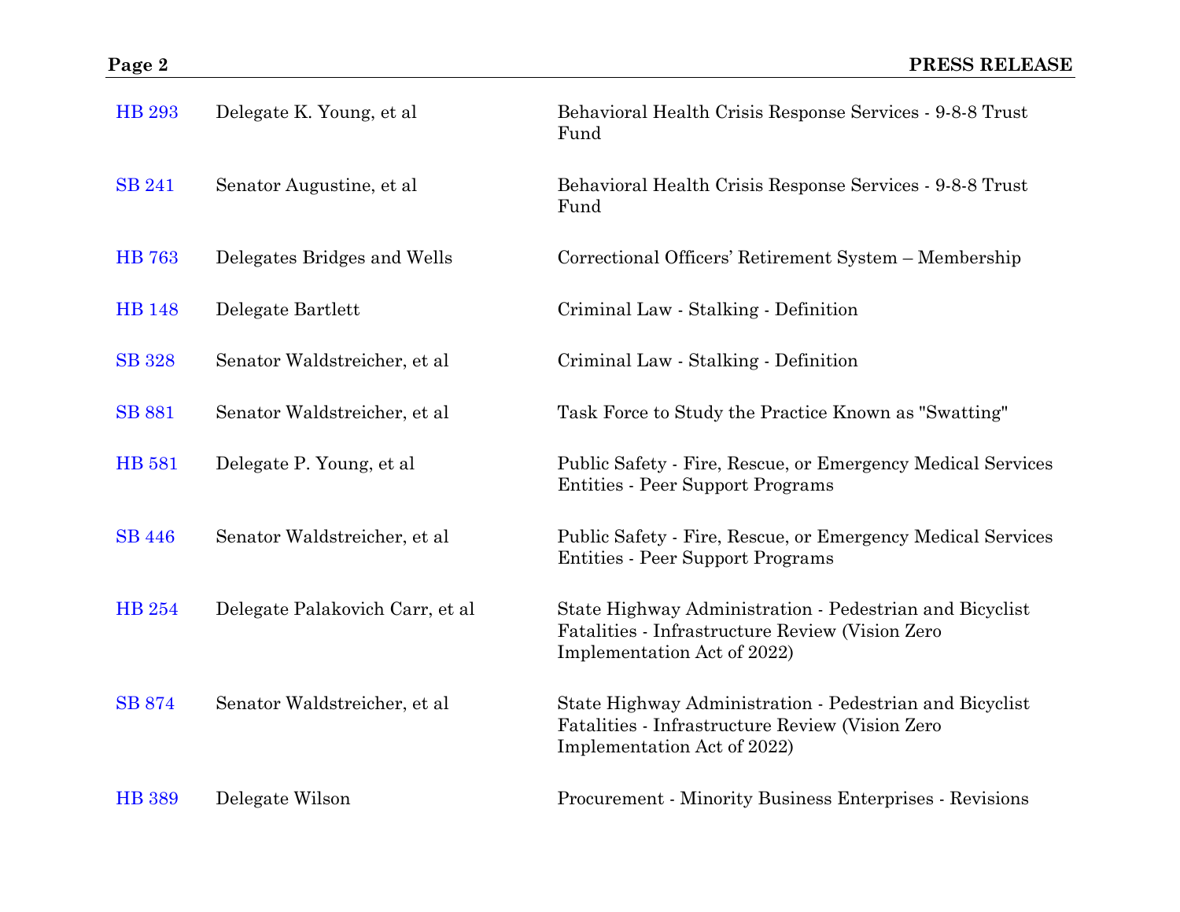| | | |
|---|---|---|
| HB 293 | Delegate K. Young, et al | Behavioral Health Crisis Response Services - 9-8-8 Trust Fund |
| SB 241 | Senator Augustine, et al | Behavioral Health Crisis Response Services - 9-8-8 Trust Fund |
| HB 763 | Delegates Bridges and Wells | Correctional Officers' Retirement System – Membership |
| HB 148 | Delegate Bartlett | Criminal Law - Stalking - Definition |
| SB 328 | Senator Waldstreicher, et al | Criminal Law - Stalking - Definition |
| SB 881 | Senator Waldstreicher, et al | Task Force to Study the Practice Known as "Swatting" |
| HB 581 | Delegate P. Young, et al | Public Safety - Fire, Rescue, or Emergency Medical Services Entities - Peer Support Programs |
| SB 446 | Senator Waldstreicher, et al | Public Safety - Fire, Rescue, or Emergency Medical Services Entities - Peer Support Programs |
| HB 254 | Delegate Palakovich Carr, et al | State Highway Administration - Pedestrian and Bicyclist Fatalities - Infrastructure Review (Vision Zero Implementation Act of 2022) |
| SB 874 | Senator Waldstreicher, et al | State Highway Administration - Pedestrian and Bicyclist Fatalities - Infrastructure Review (Vision Zero Implementation Act of 2022) |
| HB 389 | Delegate Wilson | Procurement - Minority Business Enterprises - Revisions |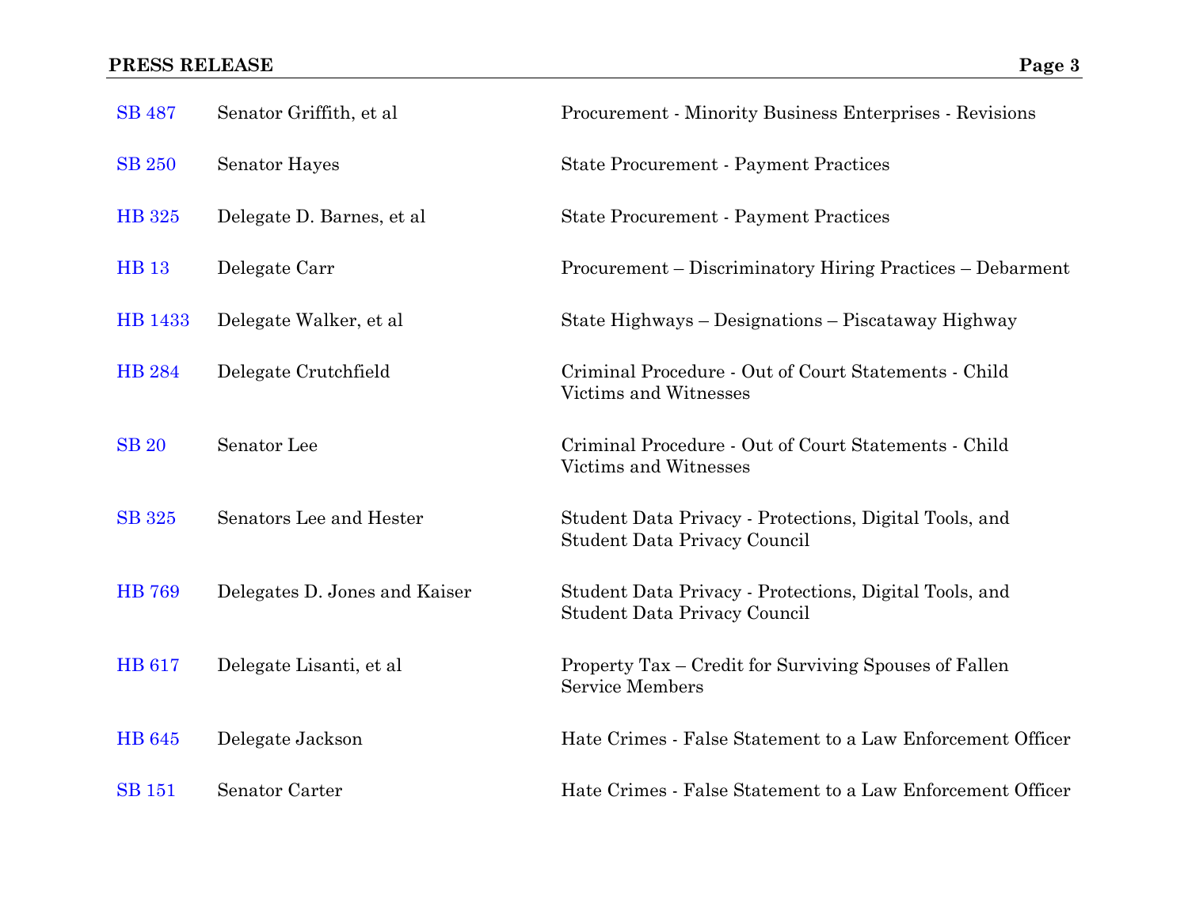| | | |
|---|---|---|
| SB 487 | Senator Griffith, et al | Procurement - Minority Business Enterprises - Revisions |
| SB 250 | Senator Hayes | State Procurement - Payment Practices |
| HB 325 | Delegate D. Barnes, et al | State Procurement - Payment Practices |
| HB 13 | Delegate Carr | Procurement – Discriminatory Hiring Practices – Debarment |
| HB 1433 | Delegate Walker, et al | State Highways – Designations – Piscataway Highway |
| HB 284 | Delegate Crutchfield | Criminal Procedure - Out of Court Statements - Child Victims and Witnesses |
| SB 20 | Senator Lee | Criminal Procedure - Out of Court Statements - Child Victims and Witnesses |
| SB 325 | Senators Lee and Hester | Student Data Privacy - Protections, Digital Tools, and Student Data Privacy Council |
| HB 769 | Delegates D. Jones and Kaiser | Student Data Privacy - Protections, Digital Tools, and Student Data Privacy Council |
| HB 617 | Delegate Lisanti, et al | Property Tax – Credit for Surviving Spouses of Fallen Service Members |
| HB 645 | Delegate Jackson | Hate Crimes - False Statement to a Law Enforcement Officer |
| SB 151 | Senator Carter | Hate Crimes - False Statement to a Law Enforcement Officer |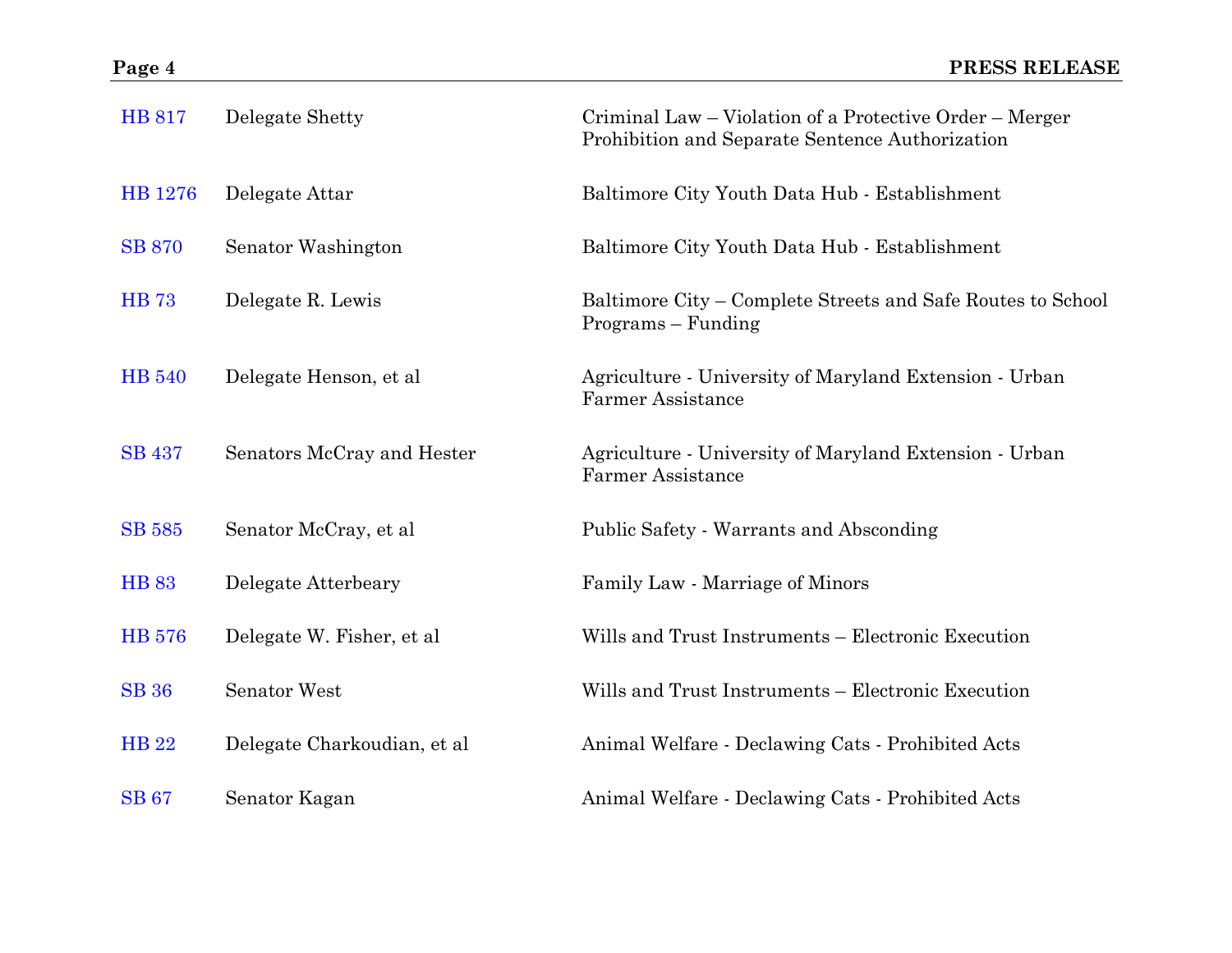| | | |
|---|---|---|
| HB 817 | Delegate Shetty | Criminal Law – Violation of a Protective Order – Merger Prohibition and Separate Sentence Authorization |
| HB 1276 | Delegate Attar | Baltimore City Youth Data Hub - Establishment |
| SB 870 | Senator Washington | Baltimore City Youth Data Hub - Establishment |
| HB 73 | Delegate R. Lewis | Baltimore City – Complete Streets and Safe Routes to School Programs – Funding |
| HB 540 | Delegate Henson, et al | Agriculture - University of Maryland Extension - Urban Farmer Assistance |
| SB 437 | Senators McCray and Hester | Agriculture - University of Maryland Extension - Urban Farmer Assistance |
| SB 585 | Senator McCray, et al | Public Safety - Warrants and Absconding |
| HB 83 | Delegate Atterbeary | Family Law - Marriage of Minors |
| HB 576 | Delegate W. Fisher, et al | Wills and Trust Instruments – Electronic Execution |
| SB 36 | Senator West | Wills and Trust Instruments – Electronic Execution |
| HB 22 | Delegate Charkoudian, et al | Animal Welfare - Declawing Cats - Prohibited Acts |
| SB 67 | Senator Kagan | Animal Welfare - Declawing Cats - Prohibited Acts |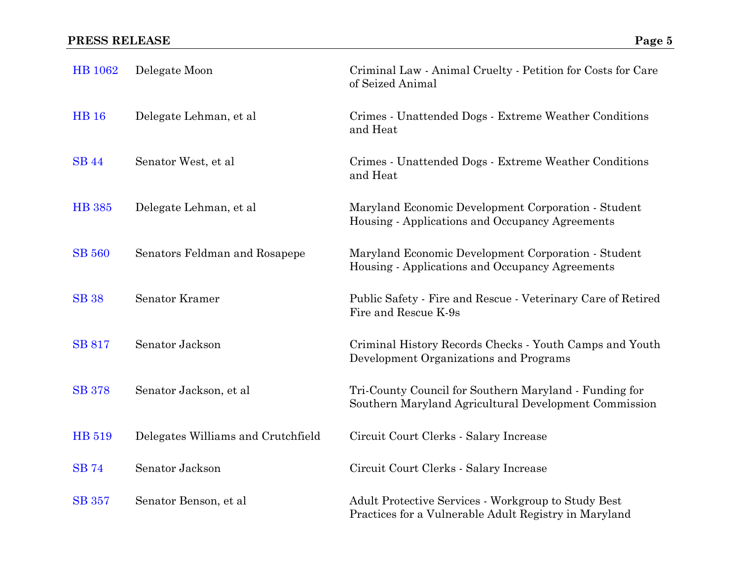| | | |
|---|---|---|
| HB 1062 | Delegate Moon | Criminal Law - Animal Cruelty - Petition for Costs for Care of Seized Animal |
| HB 16 | Delegate Lehman, et al | Crimes - Unattended Dogs - Extreme Weather Conditions and Heat |
| SB 44 | Senator West, et al | Crimes - Unattended Dogs - Extreme Weather Conditions and Heat |
| HB 385 | Delegate Lehman, et al | Maryland Economic Development Corporation - Student Housing - Applications and Occupancy Agreements |
| SB 560 | Senators Feldman and Rosapepe | Maryland Economic Development Corporation - Student Housing - Applications and Occupancy Agreements |
| SB 38 | Senator Kramer | Public Safety - Fire and Rescue - Veterinary Care of Retired Fire and Rescue K-9s |
| SB 817 | Senator Jackson | Criminal History Records Checks - Youth Camps and Youth Development Organizations and Programs |
| SB 378 | Senator Jackson, et al | Tri-County Council for Southern Maryland - Funding for Southern Maryland Agricultural Development Commission |
| HB 519 | Delegates Williams and Crutchfield | Circuit Court Clerks - Salary Increase |
| SB 74 | Senator Jackson | Circuit Court Clerks - Salary Increase |
| SB 357 | Senator Benson, et al | Adult Protective Services - Workgroup to Study Best Practices for a Vulnerable Adult Registry in Maryland |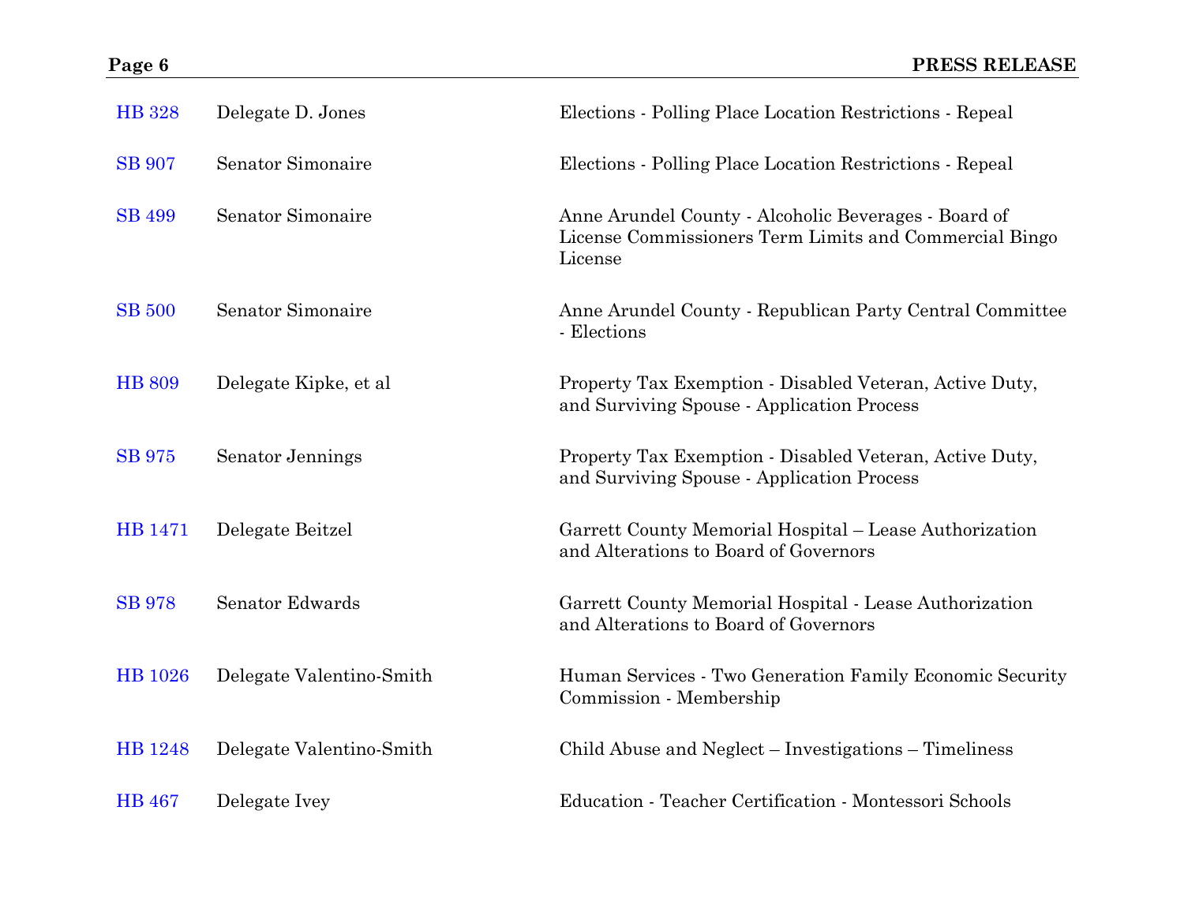| | | |
|---|---|---|
| HB 328 | Delegate D. Jones | Elections - Polling Place Location Restrictions - Repeal |
| SB 907 | Senator Simonaire | Elections - Polling Place Location Restrictions - Repeal |
| SB 499 | Senator Simonaire | Anne Arundel County - Alcoholic Beverages - Board of License Commissioners Term Limits and Commercial Bingo License |
| SB 500 | Senator Simonaire | Anne Arundel County - Republican Party Central Committee - Elections |
| HB 809 | Delegate Kipke, et al | Property Tax Exemption - Disabled Veteran, Active Duty, and Surviving Spouse - Application Process |
| SB 975 | Senator Jennings | Property Tax Exemption - Disabled Veteran, Active Duty, and Surviving Spouse - Application Process |
| HB 1471 | Delegate Beitzel | Garrett County Memorial Hospital – Lease Authorization and Alterations to Board of Governors |
| SB 978 | Senator Edwards | Garrett County Memorial Hospital - Lease Authorization and Alterations to Board of Governors |
| HB 1026 | Delegate Valentino-Smith | Human Services - Two Generation Family Economic Security Commission - Membership |
| HB 1248 | Delegate Valentino-Smith | Child Abuse and Neglect – Investigations – Timeliness |
| HB 467 | Delegate Ivey | Education - Teacher Certification - Montessori Schools |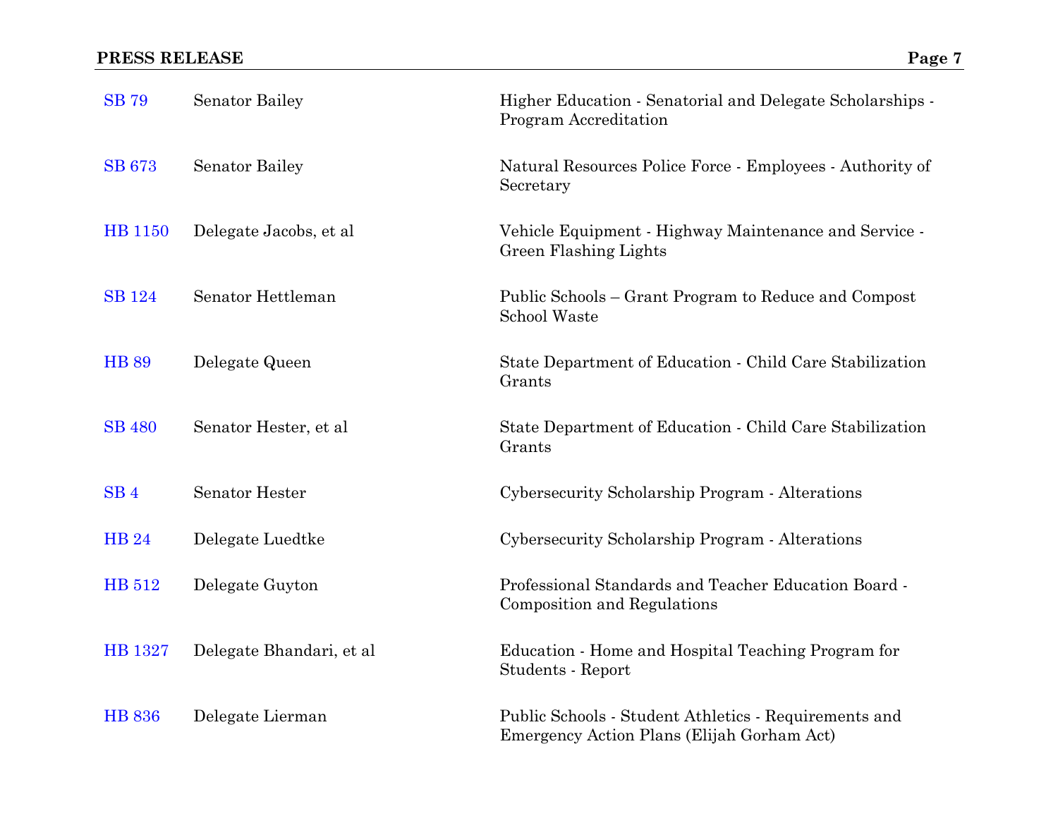| | | |
|---|---|---|
| SB 79 | Senator Bailey | Higher Education - Senatorial and Delegate Scholarships - Program Accreditation |
| SB 673 | Senator Bailey | Natural Resources Police Force - Employees - Authority of Secretary |
| HB 1150 | Delegate Jacobs, et al | Vehicle Equipment - Highway Maintenance and Service - Green Flashing Lights |
| SB 124 | Senator Hettleman | Public Schools – Grant Program to Reduce and Compost School Waste |
| HB 89 | Delegate Queen | State Department of Education - Child Care Stabilization Grants |
| SB 480 | Senator Hester, et al | State Department of Education - Child Care Stabilization Grants |
| SB 4 | Senator Hester | Cybersecurity Scholarship Program - Alterations |
| HB 24 | Delegate Luedtke | Cybersecurity Scholarship Program - Alterations |
| HB 512 | Delegate Guyton | Professional Standards and Teacher Education Board - Composition and Regulations |
| HB 1327 | Delegate Bhandari, et al | Education - Home and Hospital Teaching Program for Students - Report |
| HB 836 | Delegate Lierman | Public Schools - Student Athletics - Requirements and Emergency Action Plans (Elijah Gorham Act) |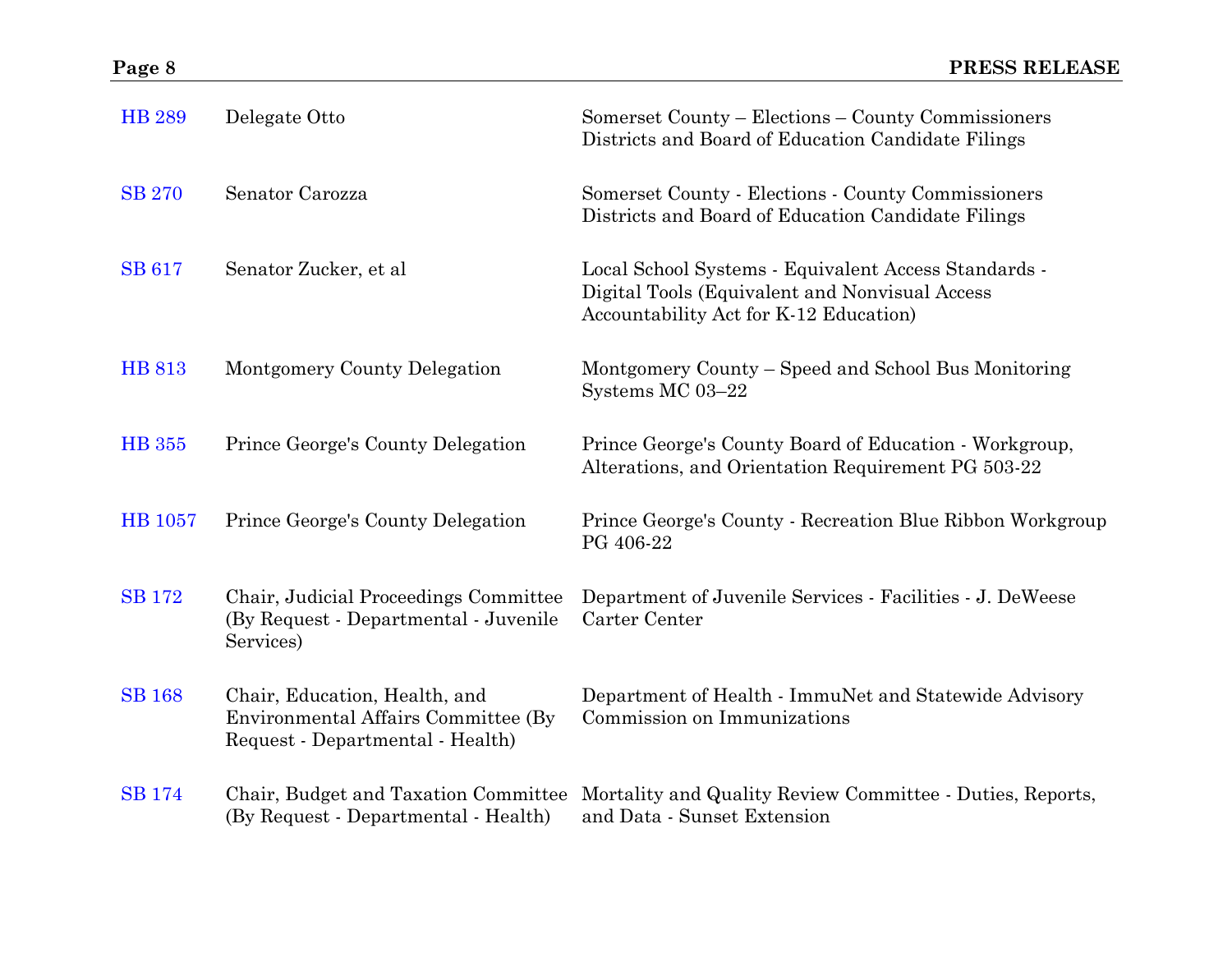| | | |
|---|---|---|
| HB 289 | Delegate Otto | Somerset County – Elections – County Commissioners Districts and Board of Education Candidate Filings |
| SB 270 | Senator Carozza | Somerset County - Elections - County Commissioners Districts and Board of Education Candidate Filings |
| SB 617 | Senator Zucker, et al | Local School Systems - Equivalent Access Standards - Digital Tools (Equivalent and Nonvisual Access Accountability Act for K-12 Education) |
| HB 813 | Montgomery County Delegation | Montgomery County – Speed and School Bus Monitoring Systems MC 03–22 |
| HB 355 | Prince George's County Delegation | Prince George's County Board of Education - Workgroup, Alterations, and Orientation Requirement PG 503-22 |
| HB 1057 | Prince George's County Delegation | Prince George's County - Recreation Blue Ribbon Workgroup PG 406-22 |
| SB 172 | Chair, Judicial Proceedings Committee (By Request - Departmental - Juvenile Services) | Department of Juvenile Services - Facilities - J. DeWeese Carter Center |
| SB 168 | Chair, Education, Health, and Environmental Affairs Committee (By Request - Departmental - Health) | Department of Health - ImmuNet and Statewide Advisory Commission on Immunizations |
| SB 174 | Chair, Budget and Taxation Committee (By Request - Departmental - Health) | Mortality and Quality Review Committee - Duties, Reports, and Data - Sunset Extension |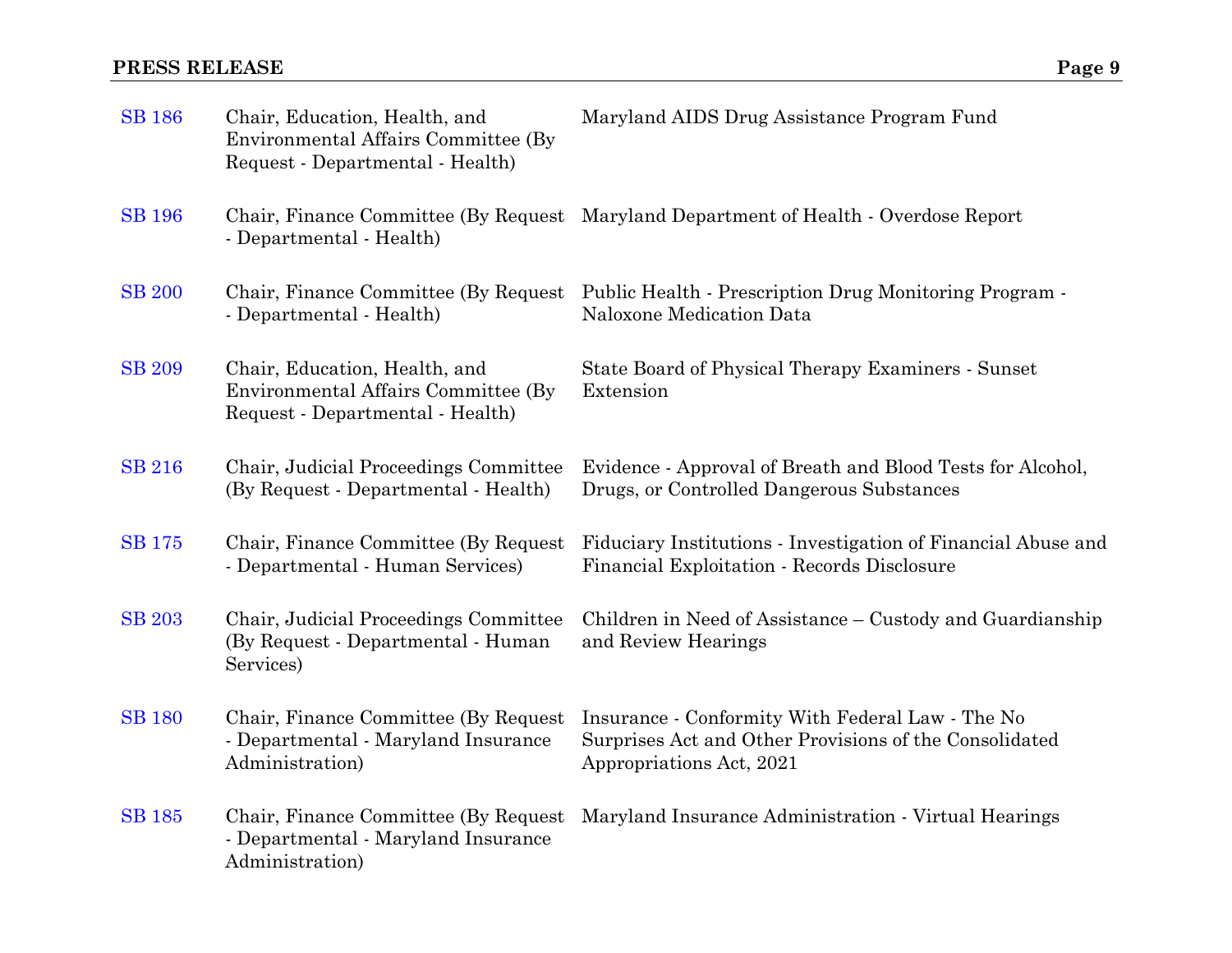| | | |
|---|---|---|
| SB 186 | Chair, Education, Health, and Environmental Affairs Committee (By Request - Departmental - Health) | Maryland AIDS Drug Assistance Program Fund |
| SB 196 | Chair, Finance Committee (By Request - Departmental - Health) | Maryland Department of Health - Overdose Report |
| SB 200 | Chair, Finance Committee (By Request - Departmental - Health) | Public Health - Prescription Drug Monitoring Program - Naloxone Medication Data |
| SB 209 | Chair, Education, Health, and Environmental Affairs Committee (By Request - Departmental - Health) | State Board of Physical Therapy Examiners - Sunset Extension |
| SB 216 | Chair, Judicial Proceedings Committee (By Request - Departmental - Health) | Evidence - Approval of Breath and Blood Tests for Alcohol, Drugs, or Controlled Dangerous Substances |
| SB 175 | Chair, Finance Committee (By Request - Departmental - Human Services) | Fiduciary Institutions - Investigation of Financial Abuse and Financial Exploitation - Records Disclosure |
| SB 203 | Chair, Judicial Proceedings Committee (By Request - Departmental - Human Services) | Children in Need of Assistance – Custody and Guardianship and Review Hearings |
| SB 180 | Chair, Finance Committee (By Request - Departmental - Maryland Insurance Administration) | Insurance - Conformity With Federal Law - The No Surprises Act and Other Provisions of the Consolidated Appropriations Act, 2021 |
| SB 185 | Chair, Finance Committee (By Request - Departmental - Maryland Insurance Administration) | Maryland Insurance Administration - Virtual Hearings |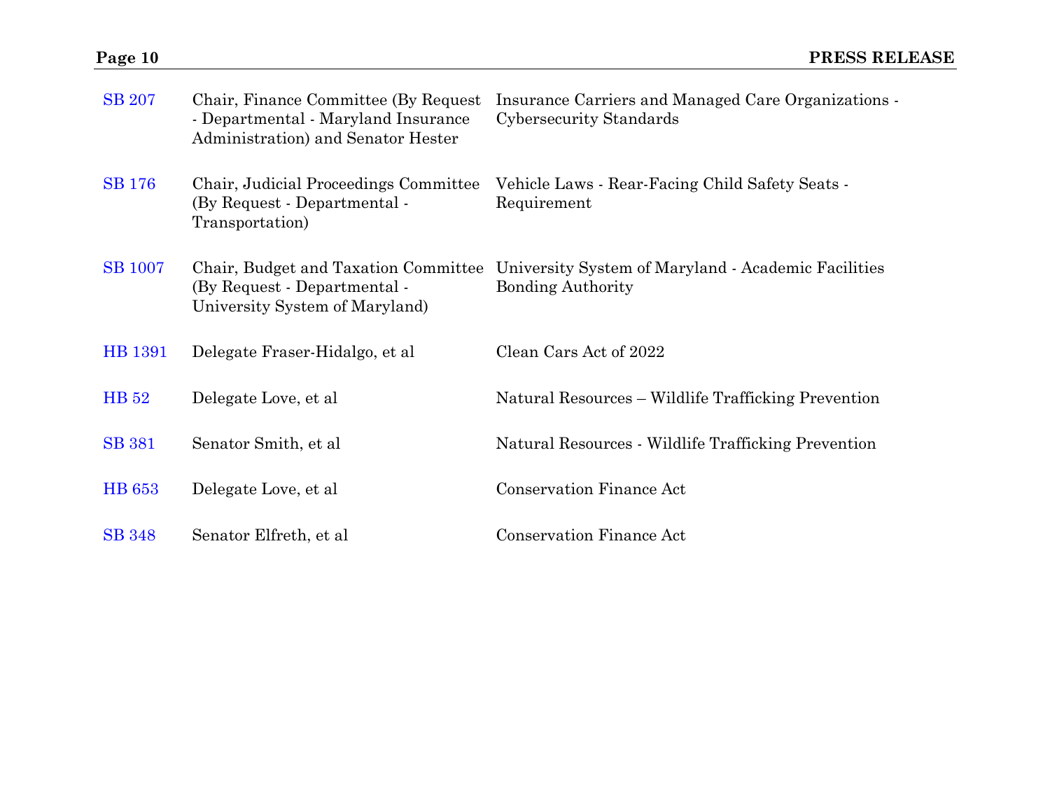| | | |
|---|---|---|
| SB 207 | Chair, Finance Committee (By Request - Departmental - Maryland Insurance Administration) and Senator Hester | Insurance Carriers and Managed Care Organizations - Cybersecurity Standards |
| SB 176 | Chair, Judicial Proceedings Committee (By Request - Departmental - Transportation) | Vehicle Laws - Rear-Facing Child Safety Seats - Requirement |
| SB 1007 | Chair, Budget and Taxation Committee (By Request - Departmental - University System of Maryland) | University System of Maryland - Academic Facilities Bonding Authority |
| HB 1391 | Delegate Fraser-Hidalgo, et al | Clean Cars Act of 2022 |
| HB 52 | Delegate Love, et al | Natural Resources – Wildlife Trafficking Prevention |
| SB 381 | Senator Smith, et al | Natural Resources - Wildlife Trafficking Prevention |
| HB 653 | Delegate Love, et al | Conservation Finance Act |
| SB 348 | Senator Elfreth, et al | Conservation Finance Act |